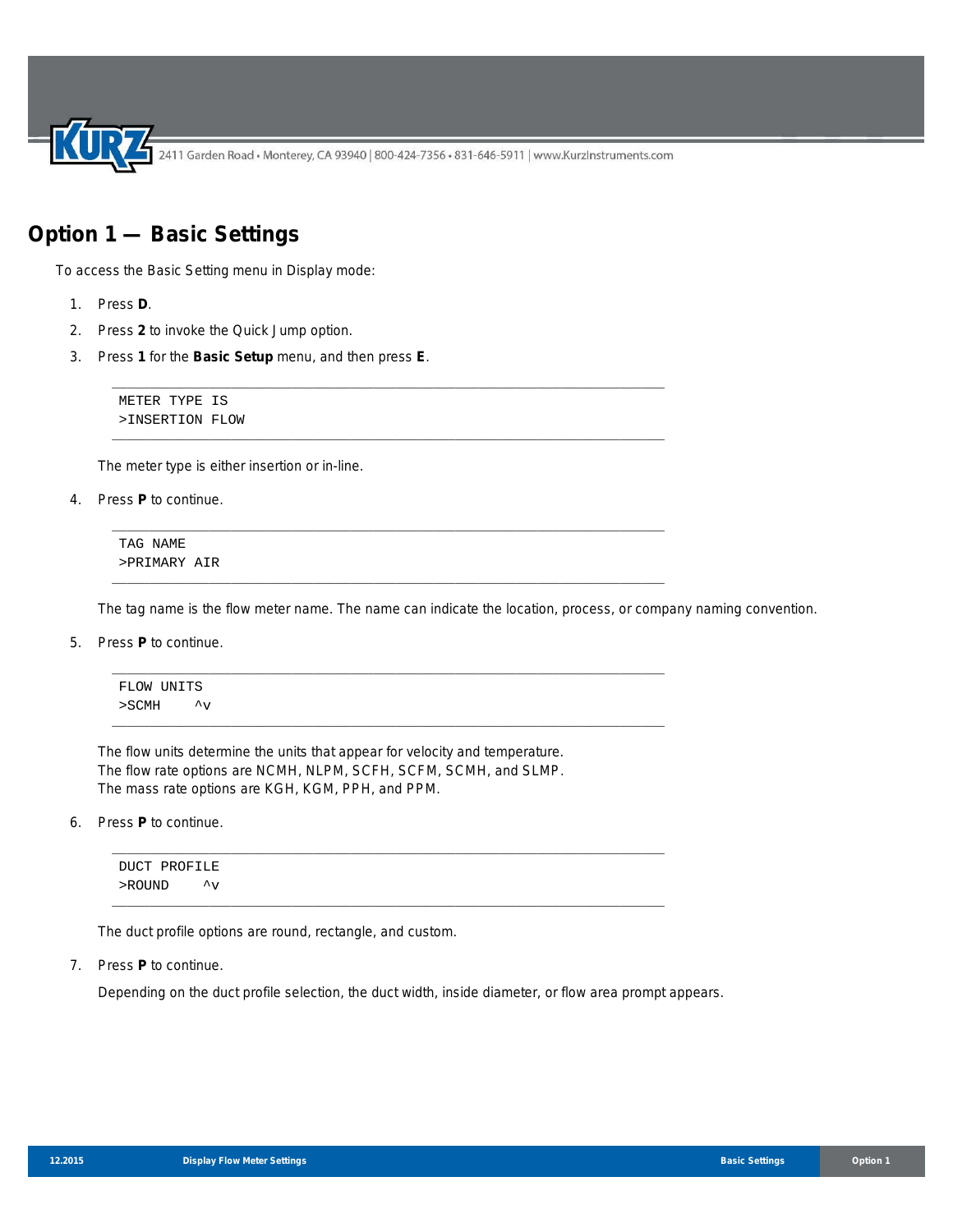# Option 1 — Basic Settings

To access the Basic Setting menu in Display mode:

1. Press **D**.
2. Press **2** to invoke the Quick Jump option.
3. Press **1** for the **Basic Setup** menu, and then press **E**.

   ```
   METER TYPE IS
   >INSERTION FLOW
   ```

   The meter type is either insertion or in-line.

4. Press **P** to continue.

   ```
   TAG NAME
   >PRIMARY AIR
   ```

   The tag name is the flow meter name. The name can indicate the location, process, or company naming convention.

5. Press **P** to continue.

   ```
   FLOW UNITS
   >SCMH    ^v
   ```

   The flow units determine the units that appear for velocity and temperature.
   The flow rate options are NCMH, NLPM, SCFH, SCFM, SCMH, and SLMP.
   The mass rate options are KGH, KGM, PPH, and PPM.

6. Press **P** to continue.

   ```
   DUCT PROFILE
   >ROUND    ^v
   ```

   The duct profile options are round, rectangle, and custom.

7. Press **P** to continue.

   Depending on the duct profile selection, the duct width, inside diameter, or flow area prompt appears.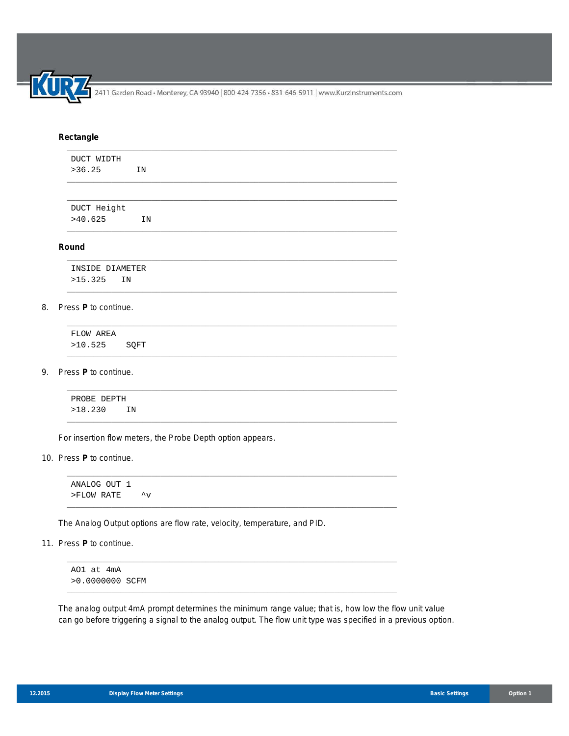**Rectangle**

```
DUCT WIDTH
>36.25       IN
```

```
DUCT Height
>40.625       IN
```

**Round**

```
INSIDE DIAMETER
>15.325   IN
```

8. Press **P** to continue.

```
FLOW AREA
>10.525     SQFT
```

9. Press **P** to continue.

```
PROBE DEPTH
>18.230    IN
```

For insertion flow meters, the Probe Depth option appears.

10. Press **P** to continue.

```
ANALOG OUT 1
>FLOW RATE    ^v
```

The Analog Output options are flow rate, velocity, temperature, and PID.

11. Press **P** to continue.

```
AO1 at 4mA
>0.0000000 SCFM
```

The analog output 4mA prompt determines the minimum range value; that is, how low the flow unit value can go before triggering a signal to the analog output. The flow unit type was specified in a previous option.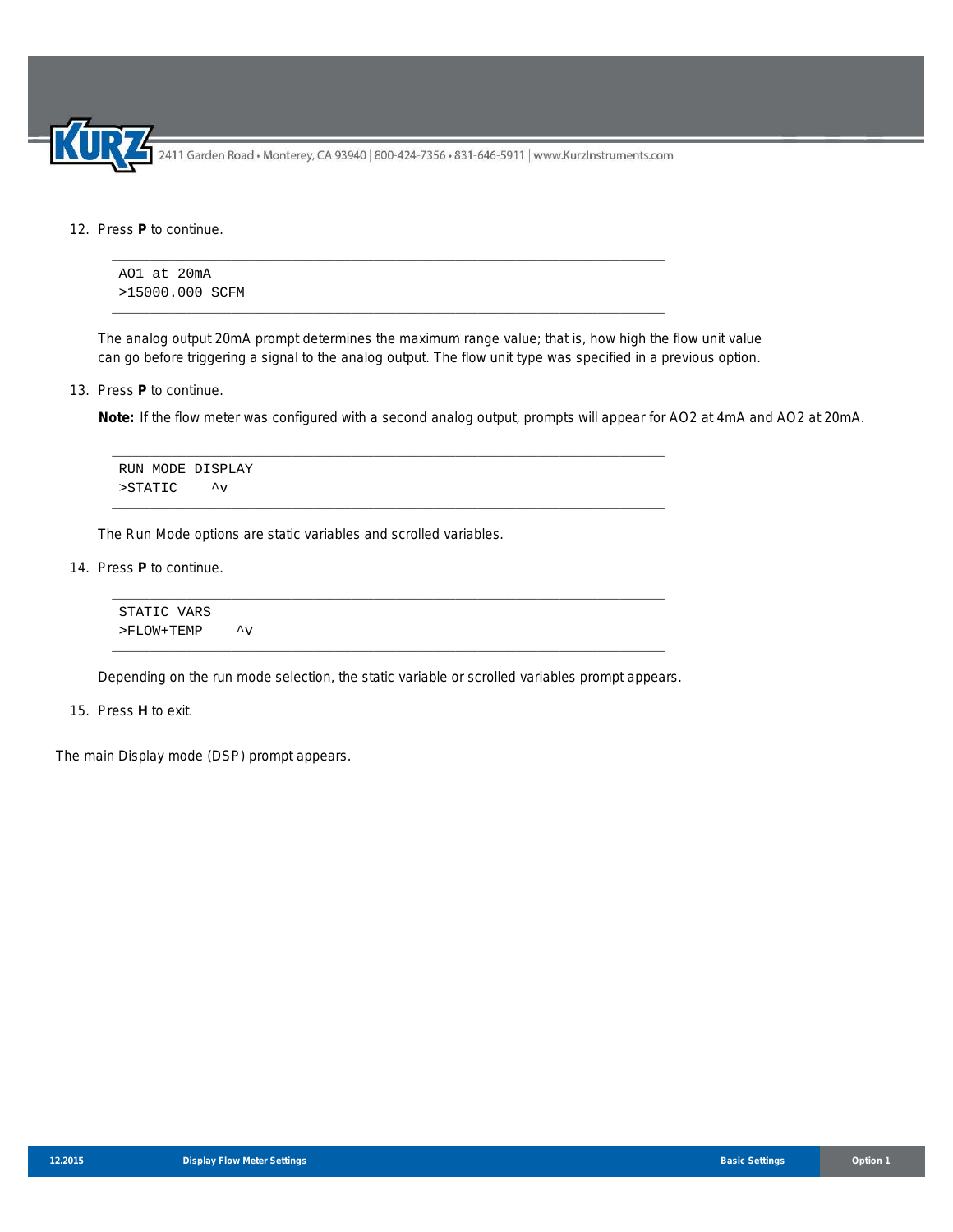12. Press **P** to continue.

```
AO1 at 20mA
>15000.000 SCFM
```

The analog output 20mA prompt determines the maximum range value; that is, how high the flow unit value can go before triggering a signal to the analog output. The flow unit type was specified in a previous option.

13. Press **P** to continue.

**Note:** If the flow meter was configured with a second analog output, prompts will appear for AO2 at 4mA and AO2 at 20mA.

```
RUN MODE DISPLAY
>STATIC    ^v
```

The Run Mode options are static variables and scrolled variables.

14. Press **P** to continue.

```
STATIC VARS
>FLOW+TEMP    ^v
```

Depending on the run mode selection, the static variable or scrolled variables prompt appears.

15. Press **H** to exit.

The main Display mode (DSP) prompt appears.